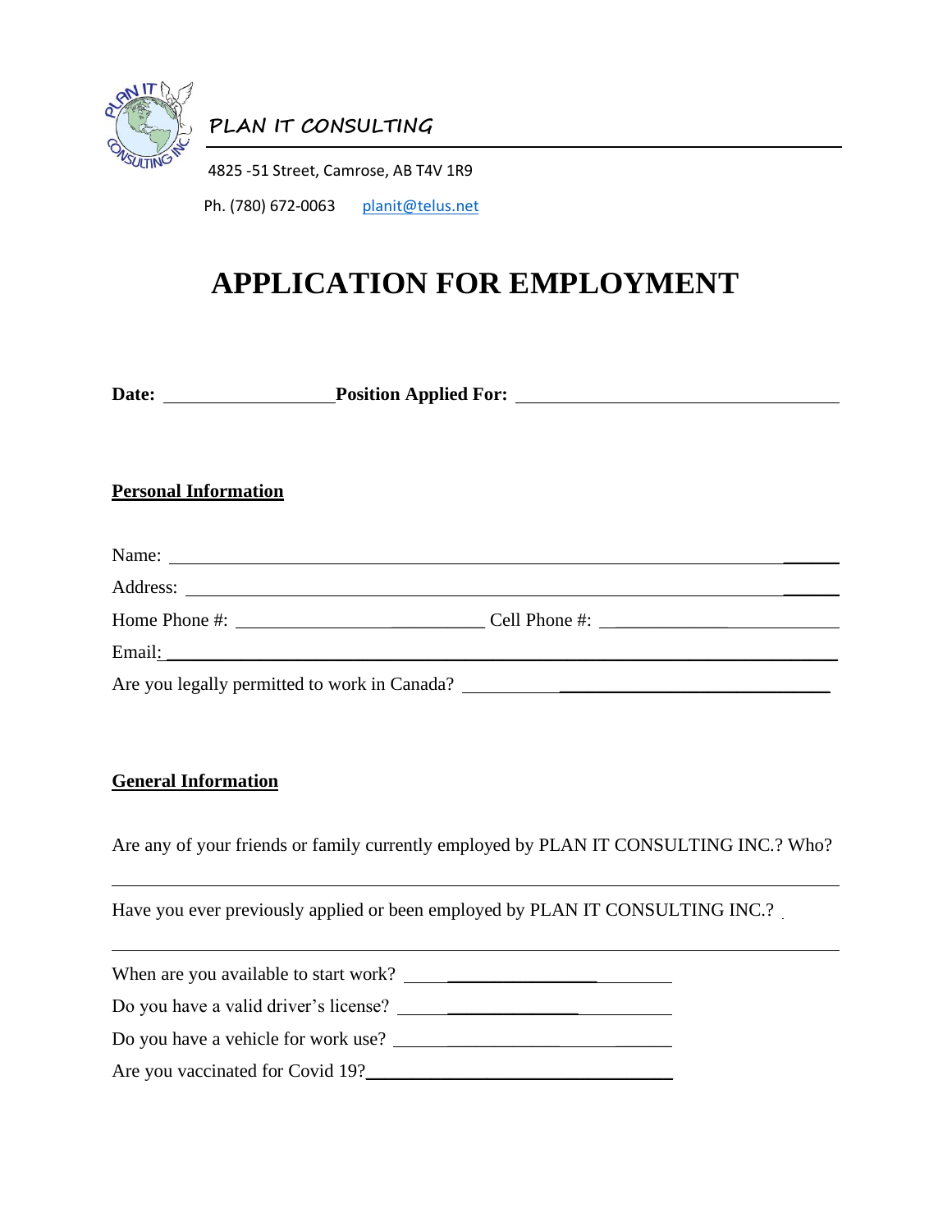**PLAN IT CONSULTING**

4825 -51 Street, Camrose, AB T4V 1R9

Ph. (780) 672-0063 planit@telus.net

# APPLICATION FOR EMPLOYMENT

**Date:** ____________________ **Position Applied For:** ____________________________________

## Personal Information

Name: ______________________________________________________________________________

Address: ____________________________________________________________________________

Home Phone #: ______________________________ Cell Phone #: __________________________

Email: ______________________________________________________________________________

Are you legally permitted to work in Canada? __________________________________________

## General Information

Are any of your friends or family currently employed by PLAN IT CONSULTING INC.? Who?

______________________________________________________________________________

Have you ever previously applied or been employed by PLAN IT CONSULTING INC.?

______________________________________________________________________________

When are you available to start work? ______________________________

Do you have a valid driver's license? ______________________________

Do you have a vehicle for work use? ______________________________

Are you vaccinated for Covid 19? ______________________________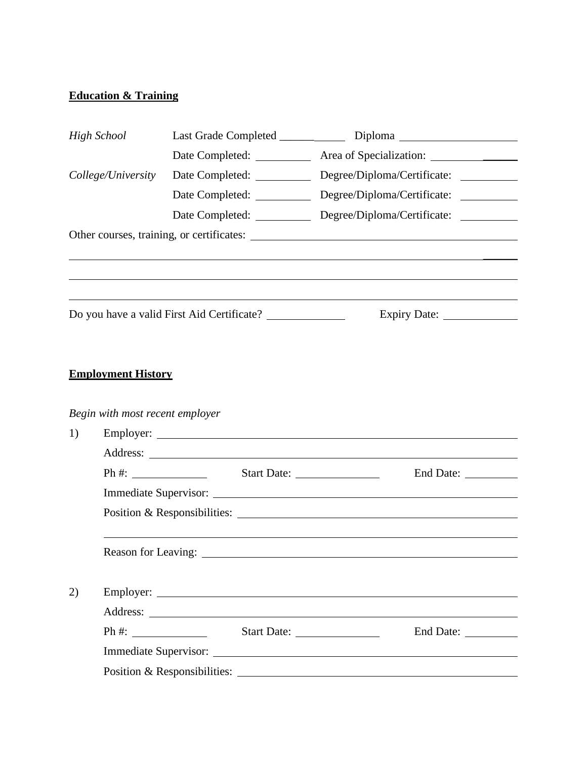**Education & Training**

| *High School* | Last Grade Completed ____________ | Diploma ____________________ |
|---|---|---|
| | Date Completed: __________ | Area of Specialization: ____________ |
| *College/University* | Date Completed: __________ | Degree/Diploma/Certificate: __________ |
| | Date Completed: __________ | Degree/Diploma/Certificate: __________ |
| | Date Completed: __________ | Degree/Diploma/Certificate: __________ |

Other courses, training, or certificates: ______________________________________________

______________________________________________________________________________

______________________________________________________________________________

______________________________________________________________________________

Do you have a valid First Aid Certificate? ______________ Expiry Date: ____________

**Employment History**

*Begin with most recent employer*

1) Employer: ____________________________________________________________

Address: ____________________________________________________________

Ph #: ____________ Start Date: ______________ End Date: __________

Immediate Supervisor: ____________________________________________________

Position & Responsibilities: _______________________________________________

______________________________________________________________________

Reason for Leaving: ______________________________________________________

2) Employer: ____________________________________________________________

Address: ____________________________________________________________

Ph #: ____________ Start Date: ______________ End Date: __________

Immediate Supervisor: ____________________________________________________

Position & Responsibilities: _______________________________________________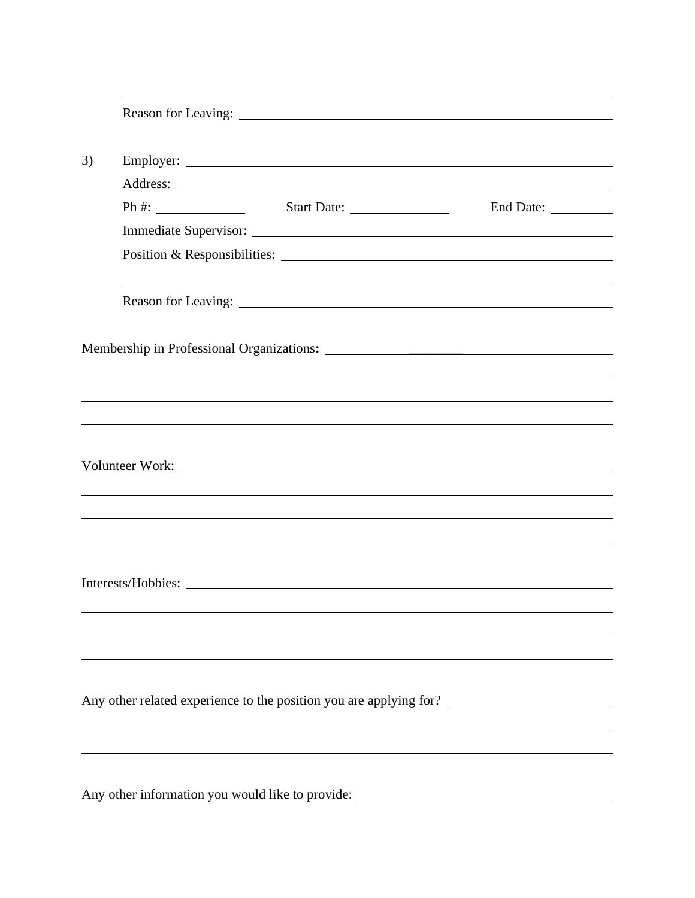Reason for Leaving: ______________________________________________

3) Employer: ______________________________________________

Address: ______________________________________________

Ph #: ____________ Start Date: ______________ End Date: __________

Immediate Supervisor: ______________________________________________

Position & Responsibilities: ______________________________________________

______________________________________________

Reason for Leaving: ______________________________________________

Membership in Professional Organizations: ______________________________________________

______________________________________________

______________________________________________

______________________________________________

Volunteer Work: ______________________________________________

______________________________________________

______________________________________________

______________________________________________

Interests/Hobbies: ______________________________________________

______________________________________________

______________________________________________

______________________________________________

Any other related experience to the position you are applying for? ______________________

______________________________________________

______________________________________________

Any other information you would like to provide: ______________________________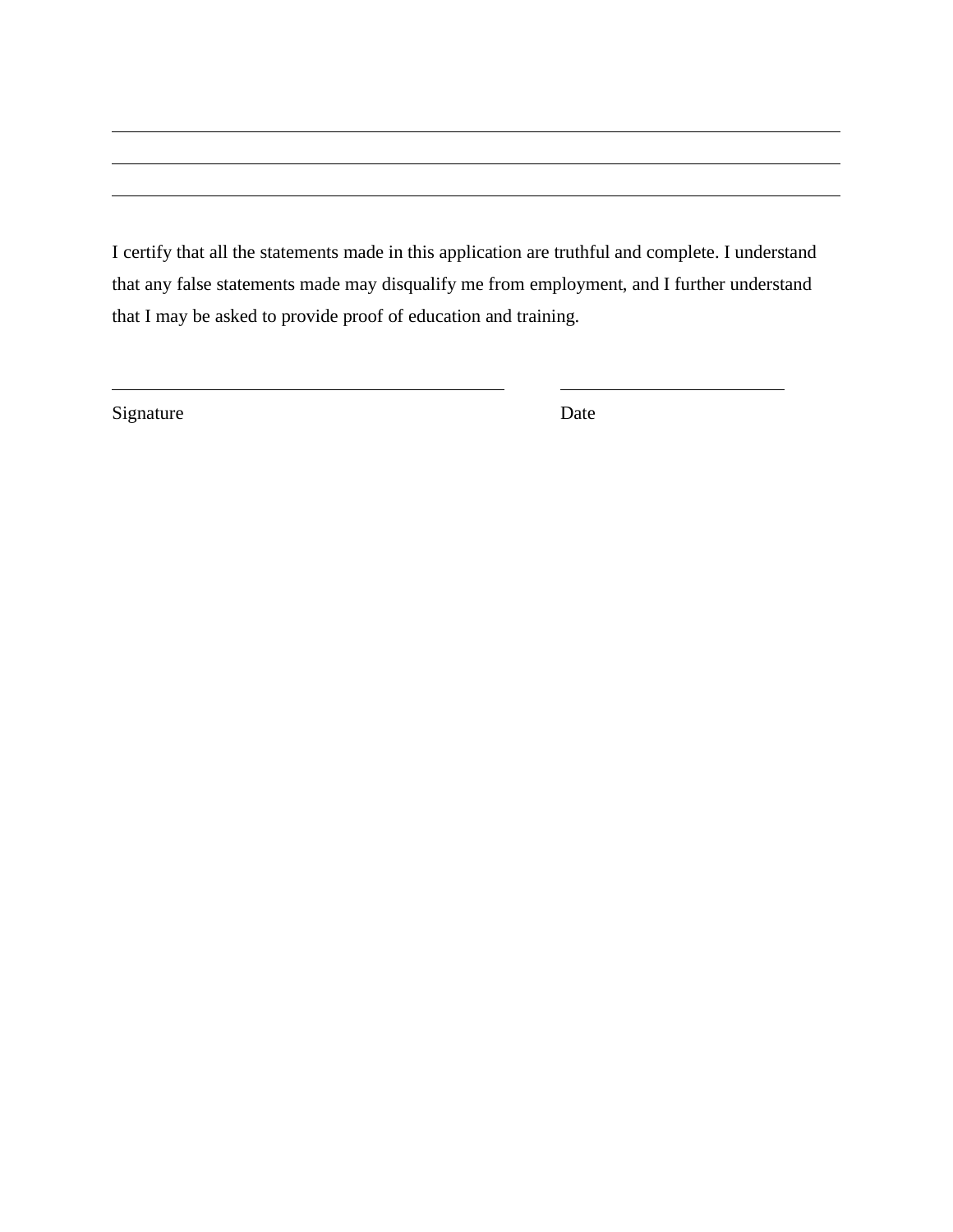\_\_\_\_\_\_\_\_\_\_\_\_\_\_\_\_\_\_\_\_\_\_\_\_\_\_\_\_\_\_\_\_\_\_\_\_\_\_\_\_\_\_\_\_\_\_\_\_\_\_\_\_\_\_\_\_\_\_\_\_\_\_\_\_\_\_\_\_\_\_\_\_\_\_\_\_

\_\_\_\_\_\_\_\_\_\_\_\_\_\_\_\_\_\_\_\_\_\_\_\_\_\_\_\_\_\_\_\_\_\_\_\_\_\_\_\_\_\_\_\_\_\_\_\_\_\_\_\_\_\_\_\_\_\_\_\_\_\_\_\_\_\_\_\_\_\_\_\_\_\_\_\_

\_\_\_\_\_\_\_\_\_\_\_\_\_\_\_\_\_\_\_\_\_\_\_\_\_\_\_\_\_\_\_\_\_\_\_\_\_\_\_\_\_\_\_\_\_\_\_\_\_\_\_\_\_\_\_\_\_\_\_\_\_\_\_\_\_\_\_\_\_\_\_\_\_\_\_\_

I certify that all the statements made in this application are truthful and complete. I understand that any false statements made may disqualify me from employment, and I further understand that I may be asked to provide proof of education and training.

\_\_\_\_\_\_\_\_\_\_\_\_\_\_\_\_\_\_\_\_\_\_\_\_\_\_\_\_\_\_\_\_\_\_\_\_\_\_\_\_\_ &nbsp;&nbsp;&nbsp;&nbsp; \_\_\_\_\_\_\_\_\_\_\_\_\_\_\_\_\_\_\_\_\_\_\_\_

Signature &nbsp;&nbsp;&nbsp;&nbsp;&nbsp;&nbsp;&nbsp;&nbsp;&nbsp;&nbsp;&nbsp;&nbsp;&nbsp;&nbsp;&nbsp;&nbsp;&nbsp;&nbsp;&nbsp;&nbsp;&nbsp;&nbsp;&nbsp;&nbsp;&nbsp;&nbsp;&nbsp;&nbsp;&nbsp;&nbsp;&nbsp;&nbsp;&nbsp;&nbsp;&nbsp;&nbsp;&nbsp;&nbsp;&nbsp;&nbsp;&nbsp;&nbsp;&nbsp;&nbsp;&nbsp;&nbsp; Date